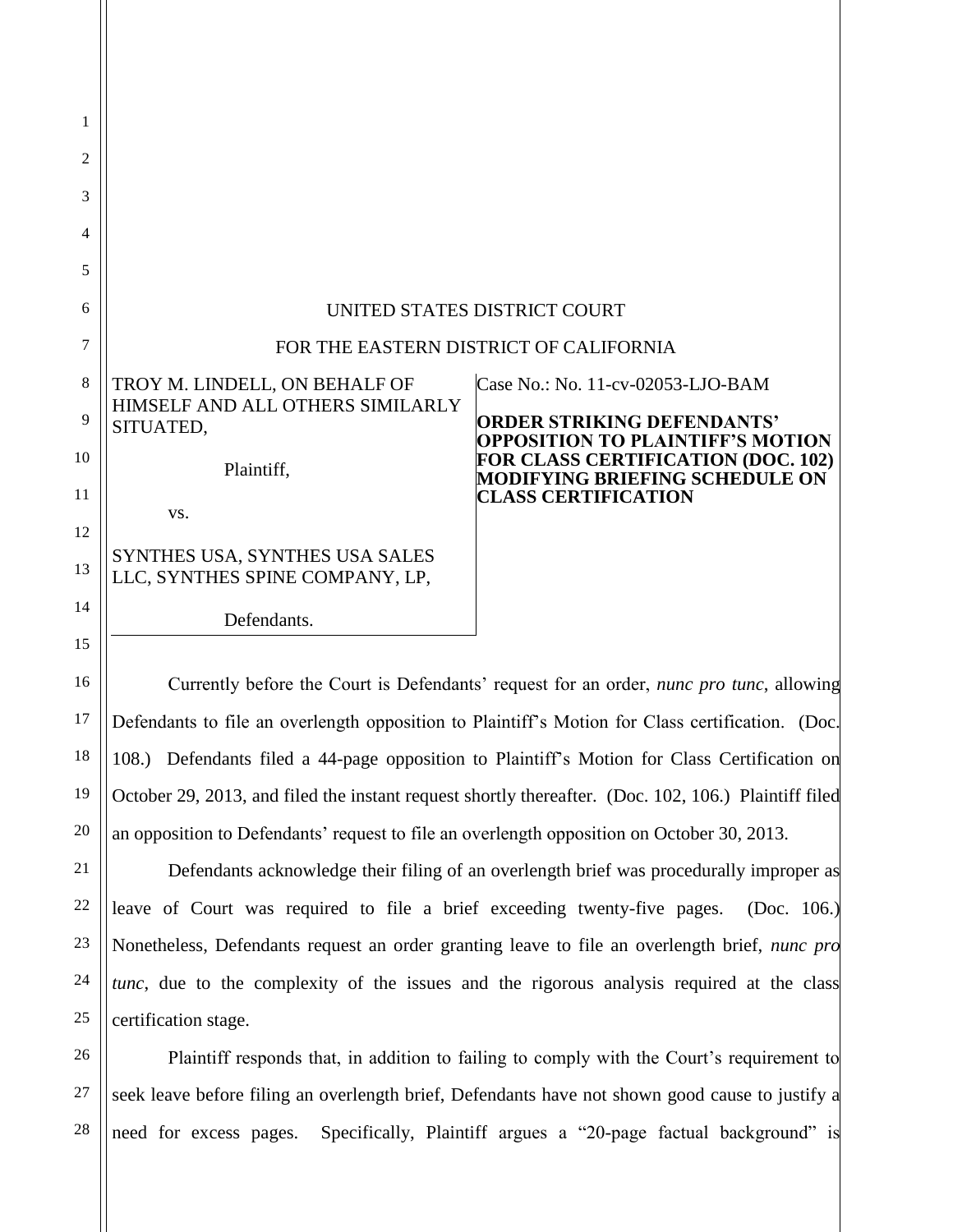UNITED STATES DISTRICT COURT

FOR THE EASTERN DISTRICT OF CALIFORNIA

| TROY M. LINDELL, ON BEHALF OF HIMSELF AND ALL OTHERS SIMILARLY SITUATED, Plaintiff, vs. SYNTHES USA, SYNTHES USA SALES LLC, SYNTHES SPINE COMPANY, LP, Defendants. | Case No.: No. 11-cv-02053-LJO-BAM **ORDER STRIKING DEFENDANTS' OPPOSITION TO PLAINTIFF'S MOTION FOR CLASS CERTIFICATION (DOC. 102) MODIFYING BRIEFING SCHEDULE ON CLASS CERTIFICATION** |
|---|---|

Currently before the Court is Defendants' request for an order, *nunc pro tunc*, allowing Defendants to file an overlength opposition to Plaintiff's Motion for Class certification. (Doc. 108.) Defendants filed a 44-page opposition to Plaintiff's Motion for Class Certification on October 29, 2013, and filed the instant request shortly thereafter. (Doc. 102, 106.) Plaintiff filed an opposition to Defendants' request to file an overlength opposition on October 30, 2013.

Defendants acknowledge their filing of an overlength brief was procedurally improper as leave of Court was required to file a brief exceeding twenty-five pages. (Doc. 106.) Nonetheless, Defendants request an order granting leave to file an overlength brief, *nunc pro tunc*, due to the complexity of the issues and the rigorous analysis required at the class certification stage.

Plaintiff responds that, in addition to failing to comply with the Court's requirement to seek leave before filing an overlength brief, Defendants have not shown good cause to justify a need for excess pages. Specifically, Plaintiff argues a "20-page factual background" is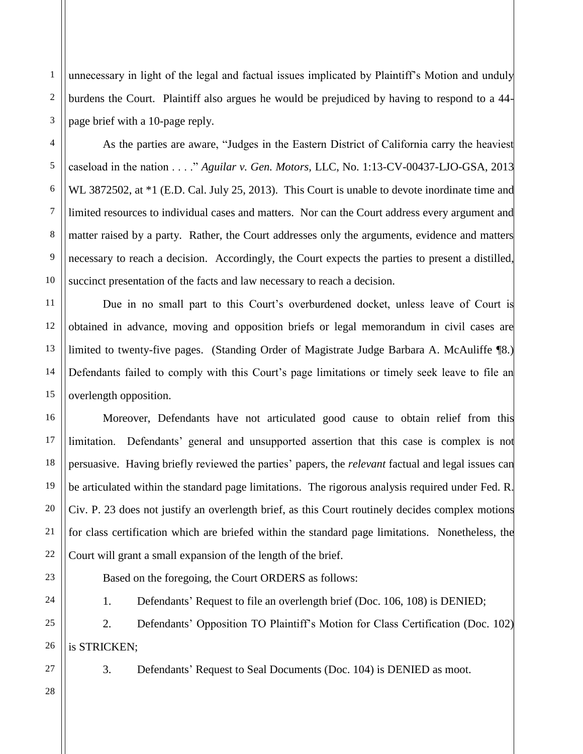unnecessary in light of the legal and factual issues implicated by Plaintiff's Motion and unduly burdens the Court. Plaintiff also argues he would be prejudiced by having to respond to a 44-page brief with a 10-page reply.

As the parties are aware, "Judges in the Eastern District of California carry the heaviest caseload in the nation . . . ." *Aguilar v. Gen. Motors,* LLC, No. 1:13-CV-00437-LJO-GSA, 2013 WL 3872502, at *1 (E.D. Cal. July 25, 2013). This Court is unable to devote inordinate time and limited resources to individual cases and matters. Nor can the Court address every argument and matter raised by a party. Rather, the Court addresses only the arguments, evidence and matters necessary to reach a decision. Accordingly, the Court expects the parties to present a distilled, succinct presentation of the facts and law necessary to reach a decision.

Due in no small part to this Court's overburdened docket, unless leave of Court is obtained in advance, moving and opposition briefs or legal memorandum in civil cases are limited to twenty-five pages. (Standing Order of Magistrate Judge Barbara A. McAuliffe ¶8.) Defendants failed to comply with this Court's page limitations or timely seek leave to file an overlength opposition.

Moreover, Defendants have not articulated good cause to obtain relief from this limitation. Defendants' general and unsupported assertion that this case is complex is not persuasive. Having briefly reviewed the parties' papers, the *relevant* factual and legal issues can be articulated within the standard page limitations. The rigorous analysis required under Fed. R. Civ. P. 23 does not justify an overlength brief, as this Court routinely decides complex motions for class certification which are briefed within the standard page limitations. Nonetheless, the Court will grant a small expansion of the length of the brief.

Based on the foregoing, the Court ORDERS as follows:

1. Defendants' Request to file an overlength brief (Doc. 106, 108) is DENIED;

2. Defendants' Opposition TO Plaintiff's Motion for Class Certification (Doc. 102) is STRICKEN;

3. Defendants' Request to Seal Documents (Doc. 104) is DENIED as moot.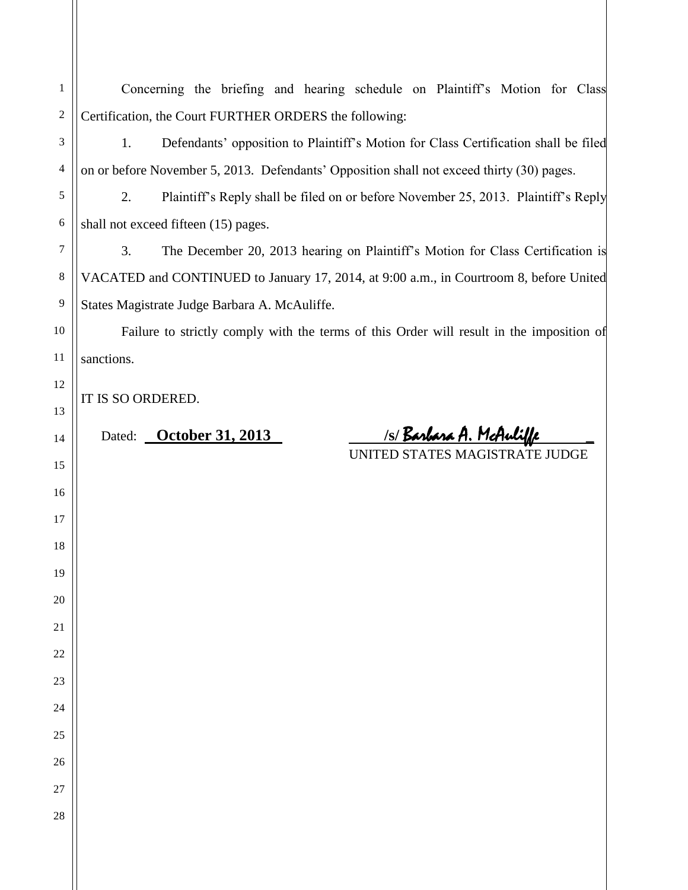Concerning the briefing and hearing schedule on Plaintiff's Motion for Class Certification, the Court FURTHER ORDERS the following:

1. Defendants' opposition to Plaintiff's Motion for Class Certification shall be filed on or before November 5, 2013. Defendants' Opposition shall not exceed thirty (30) pages.

2. Plaintiff's Reply shall be filed on or before November 25, 2013. Plaintiff's Reply shall not exceed fifteen (15) pages.

3. The December 20, 2013 hearing on Plaintiff's Motion for Class Certification is VACATED and CONTINUED to January 17, 2014, at 9:00 a.m., in Courtroom 8, before United States Magistrate Judge Barbara A. McAuliffe.

Failure to strictly comply with the terms of this Order will result in the imposition of sanctions.

IT IS SO ORDERED.

Dated: **October 31, 2013**

/s/ Barbara A. McAuliffe
UNITED STATES MAGISTRATE JUDGE